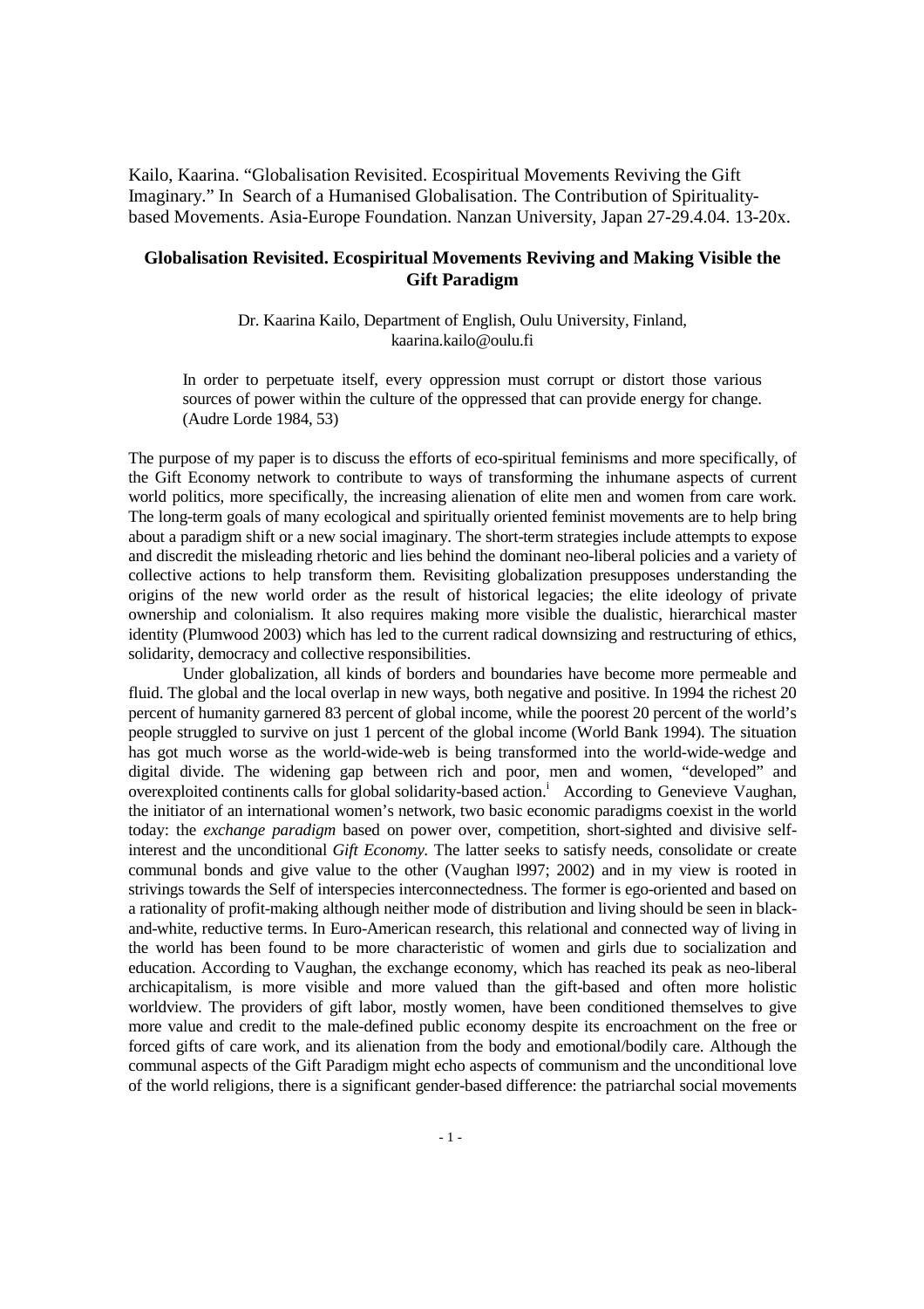Kailo, Kaarina. "Globalisation Revisited. Ecospiritual Movements Reviving the Gift Imaginary." In Search of a Humanised Globalisation. The Contribution of Spirituality-based Movements. Asia-Europe Foundation. Nanzan University, Japan 27-29.4.04. 13-20x.

## Globalisation Revisited. Ecospiritual Movements Reviving and Making Visible the Gift Paradigm

Dr. Kaarina Kailo, Department of English, Oulu University, Finland, kaarina.kailo@oulu.fi

> In order to perpetuate itself, every oppression must corrupt or distort those various sources of power within the culture of the oppressed that can provide energy for change. (Audre Lorde 1984, 53)

The purpose of my paper is to discuss the efforts of eco-spiritual feminisms and more specifically, of the Gift Economy network to contribute to ways of transforming the inhumane aspects of current world politics, more specifically, the increasing alienation of elite men and women from care work. The long-term goals of many ecological and spiritually oriented feminist movements are to help bring about a paradigm shift or a new social imaginary. The short-term strategies include attempts to expose and discredit the misleading rhetoric and lies behind the dominant neo-liberal policies and a variety of collective actions to help transform them. Revisiting globalization presupposes understanding the origins of the new world order as the result of historical legacies; the elite ideology of private ownership and colonialism. It also requires making more visible the dualistic, hierarchical master identity (Plumwood 2003) which has led to the current radical downsizing and restructuring of ethics, solidarity, democracy and collective responsibilities.

Under globalization, all kinds of borders and boundaries have become more permeable and fluid. The global and the local overlap in new ways, both negative and positive. In 1994 the richest 20 percent of humanity garnered 83 percent of global income, while the poorest 20 percent of the world's people struggled to survive on just 1 percent of the global income (World Bank 1994). The situation has got much worse as the world-wide-web is being transformed into the world-wide-wedge and digital divide. The widening gap between rich and poor, men and women, "developed" and overexploited continents calls for global solidarity-based action.[i] According to Genevieve Vaughan, the initiator of an international women's network, two basic economic paradigms coexist in the world today: the *exchange paradigm* based on power over, competition, short-sighted and divisive self-interest and the unconditional *Gift Economy.* The latter seeks to satisfy needs, consolidate or create communal bonds and give value to the other (Vaughan l997; 2002) and in my view is rooted in strivings towards the Self of interspecies interconnectedness. The former is ego-oriented and based on a rationality of profit-making although neither mode of distribution and living should be seen in black-and-white, reductive terms. In Euro-American research, this relational and connected way of living in the world has been found to be more characteristic of women and girls due to socialization and education. According to Vaughan, the exchange economy, which has reached its peak as neo-liberal archicapitalism, is more visible and more valued than the gift-based and often more holistic worldview. The providers of gift labor, mostly women, have been conditioned themselves to give more value and credit to the male-defined public economy despite its encroachment on the free or forced gifts of care work, and its alienation from the body and emotional/bodily care. Although the communal aspects of the Gift Paradigm might echo aspects of communism and the unconditional love of the world religions, there is a significant gender-based difference: the patriarchal social movements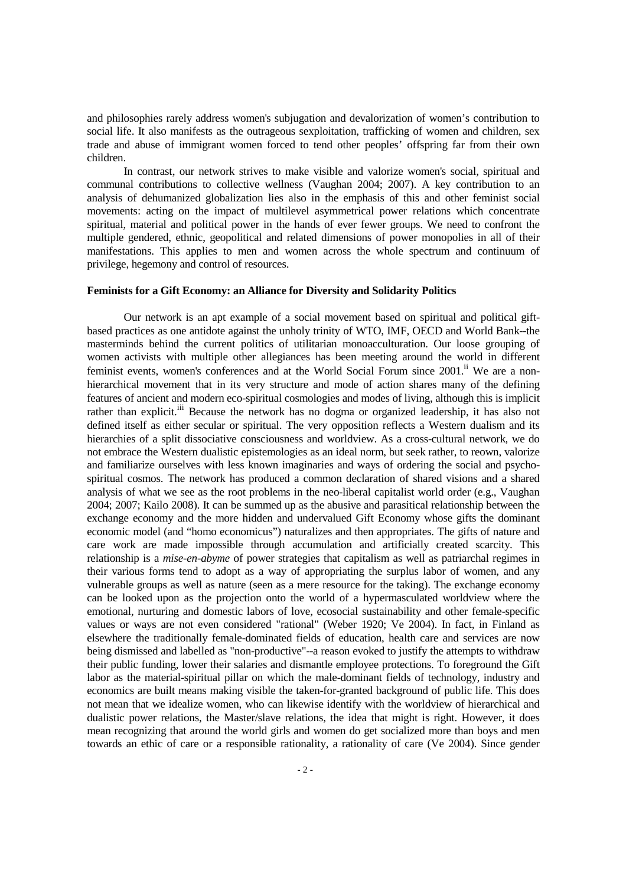and philosophies rarely address women's subjugation and devalorization of women's contribution to social life. It also manifests as the outrageous sexploitation, trafficking of women and children, sex trade and abuse of immigrant women forced to tend other peoples' offspring far from their own children.

In contrast, our network strives to make visible and valorize women's social, spiritual and communal contributions to collective wellness (Vaughan 2004; 2007). A key contribution to an analysis of dehumanized globalization lies also in the emphasis of this and other feminist social movements: acting on the impact of multilevel asymmetrical power relations which concentrate spiritual, material and political power in the hands of ever fewer groups. We need to confront the multiple gendered, ethnic, geopolitical and related dimensions of power monopolies in all of their manifestations. This applies to men and women across the whole spectrum and continuum of privilege, hegemony and control of resources.

### Feminists for a Gift Economy: an Alliance for Diversity and Solidarity Politics

Our network is an apt example of a social movement based on spiritual and political gift-based practices as one antidote against the unholy trinity of WTO, IMF, OECD and World Bank--the masterminds behind the current politics of utilitarian monoacculturation. Our loose grouping of women activists with multiple other allegiances has been meeting around the world in different feminist events, women's conferences and at the World Social Forum since 2001.[ii] We are a non-hierarchical movement that in its very structure and mode of action shares many of the defining features of ancient and modern eco-spiritual cosmologies and modes of living, although this is implicit rather than explicit.[iii] Because the network has no dogma or organized leadership, it has also not defined itself as either secular or spiritual. The very opposition reflects a Western dualism and its hierarchies of a split dissociative consciousness and worldview. As a cross-cultural network, we do not embrace the Western dualistic epistemologies as an ideal norm, but seek rather, to reown, valorize and familiarize ourselves with less known imaginaries and ways of ordering the social and psycho-spiritual cosmos. The network has produced a common declaration of shared visions and a shared analysis of what we see as the root problems in the neo-liberal capitalist world order (e.g., Vaughan 2004; 2007; Kailo 2008). It can be summed up as the abusive and parasitical relationship between the exchange economy and the more hidden and undervalued Gift Economy whose gifts the dominant economic model (and "homo economicus") naturalizes and then appropriates. The gifts of nature and care work are made impossible through accumulation and artificially created scarcity. This relationship is a *mise-en-abyme* of power strategies that capitalism as well as patriarchal regimes in their various forms tend to adopt as a way of appropriating the surplus labor of women, and any vulnerable groups as well as nature (seen as a mere resource for the taking). The exchange economy can be looked upon as the projection onto the world of a hypermasculated worldview where the emotional, nurturing and domestic labors of love, ecosocial sustainability and other female-specific values or ways are not even considered "rational" (Weber 1920; Ve 2004). In fact, in Finland as elsewhere the traditionally female-dominated fields of education, health care and services are now being dismissed and labelled as "non-productive"--a reason evoked to justify the attempts to withdraw their public funding, lower their salaries and dismantle employee protections. To foreground the Gift labor as the material-spiritual pillar on which the male-dominant fields of technology, industry and economics are built means making visible the taken-for-granted background of public life. This does not mean that we idealize women, who can likewise identify with the worldview of hierarchical and dualistic power relations, the Master/slave relations, the idea that might is right. However, it does mean recognizing that around the world girls and women do get socialized more than boys and men towards an ethic of care or a responsible rationality, a rationality of care (Ve 2004). Since gender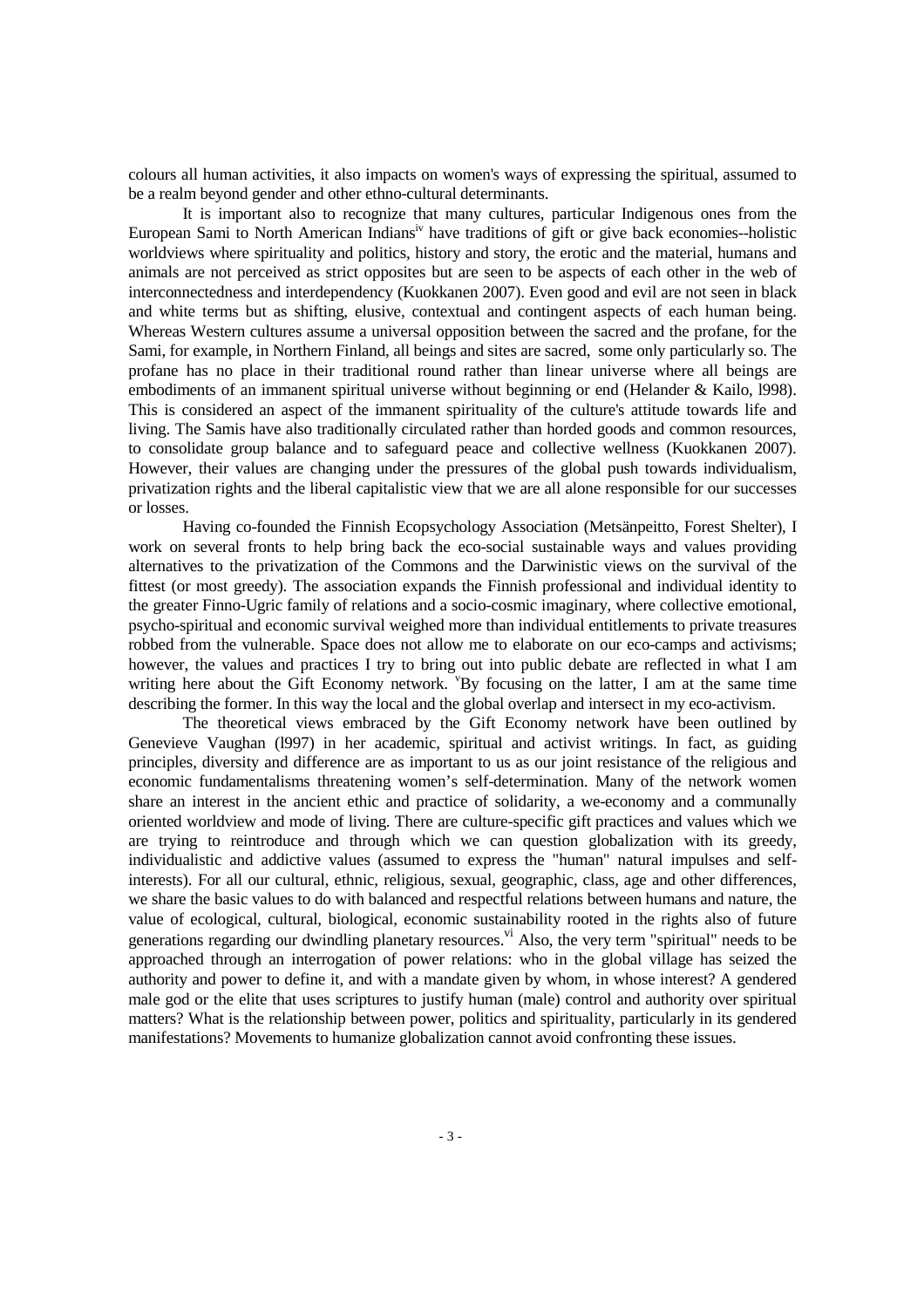colours all human activities, it also impacts on women's ways of expressing the spiritual, assumed to be a realm beyond gender and other ethno-cultural determinants.

It is important also to recognize that many cultures, particular Indigenous ones from the European Sami to North American Indians[iv] have traditions of gift or give back economies--holistic worldviews where spirituality and politics, history and story, the erotic and the material, humans and animals are not perceived as strict opposites but are seen to be aspects of each other in the web of interconnectedness and interdependency (Kuokkanen 2007). Even good and evil are not seen in black and white terms but as shifting, elusive, contextual and contingent aspects of each human being. Whereas Western cultures assume a universal opposition between the sacred and the profane, for the Sami, for example, in Northern Finland, all beings and sites are sacred, some only particularly so. The profane has no place in their traditional round rather than linear universe where all beings are embodiments of an immanent spiritual universe without beginning or end (Helander & Kailo, l998). This is considered an aspect of the immanent spirituality of the culture's attitude towards life and living. The Samis have also traditionally circulated rather than horded goods and common resources, to consolidate group balance and to safeguard peace and collective wellness (Kuokkanen 2007). However, their values are changing under the pressures of the global push towards individualism, privatization rights and the liberal capitalistic view that we are all alone responsible for our successes or losses.

Having co-founded the Finnish Ecopsychology Association (Metsänpeitto, Forest Shelter), I work on several fronts to help bring back the eco-social sustainable ways and values providing alternatives to the privatization of the Commons and the Darwinistic views on the survival of the fittest (or most greedy). The association expands the Finnish professional and individual identity to the greater Finno-Ugric family of relations and a socio-cosmic imaginary, where collective emotional, psycho-spiritual and economic survival weighed more than individual entitlements to private treasures robbed from the vulnerable. Space does not allow me to elaborate on our eco-camps and activisms; however, the values and practices I try to bring out into public debate are reflected in what I am writing here about the Gift Economy network. [v]By focusing on the latter, I am at the same time describing the former. In this way the local and the global overlap and intersect in my eco-activism.

The theoretical views embraced by the Gift Economy network have been outlined by Genevieve Vaughan (l997) in her academic, spiritual and activist writings. In fact, as guiding principles, diversity and difference are as important to us as our joint resistance of the religious and economic fundamentalisms threatening women's self-determination. Many of the network women share an interest in the ancient ethic and practice of solidarity, a we-economy and a communally oriented worldview and mode of living. There are culture-specific gift practices and values which we are trying to reintroduce and through which we can question globalization with its greedy, individualistic and addictive values (assumed to express the "human" natural impulses and self-interests). For all our cultural, ethnic, religious, sexual, geographic, class, age and other differences, we share the basic values to do with balanced and respectful relations between humans and nature, the value of ecological, cultural, biological, economic sustainability rooted in the rights also of future generations regarding our dwindling planetary resources.[vi] Also, the very term "spiritual" needs to be approached through an interrogation of power relations: who in the global village has seized the authority and power to define it, and with a mandate given by whom, in whose interest? A gendered male god or the elite that uses scriptures to justify human (male) control and authority over spiritual matters? What is the relationship between power, politics and spirituality, particularly in its gendered manifestations? Movements to humanize globalization cannot avoid confronting these issues.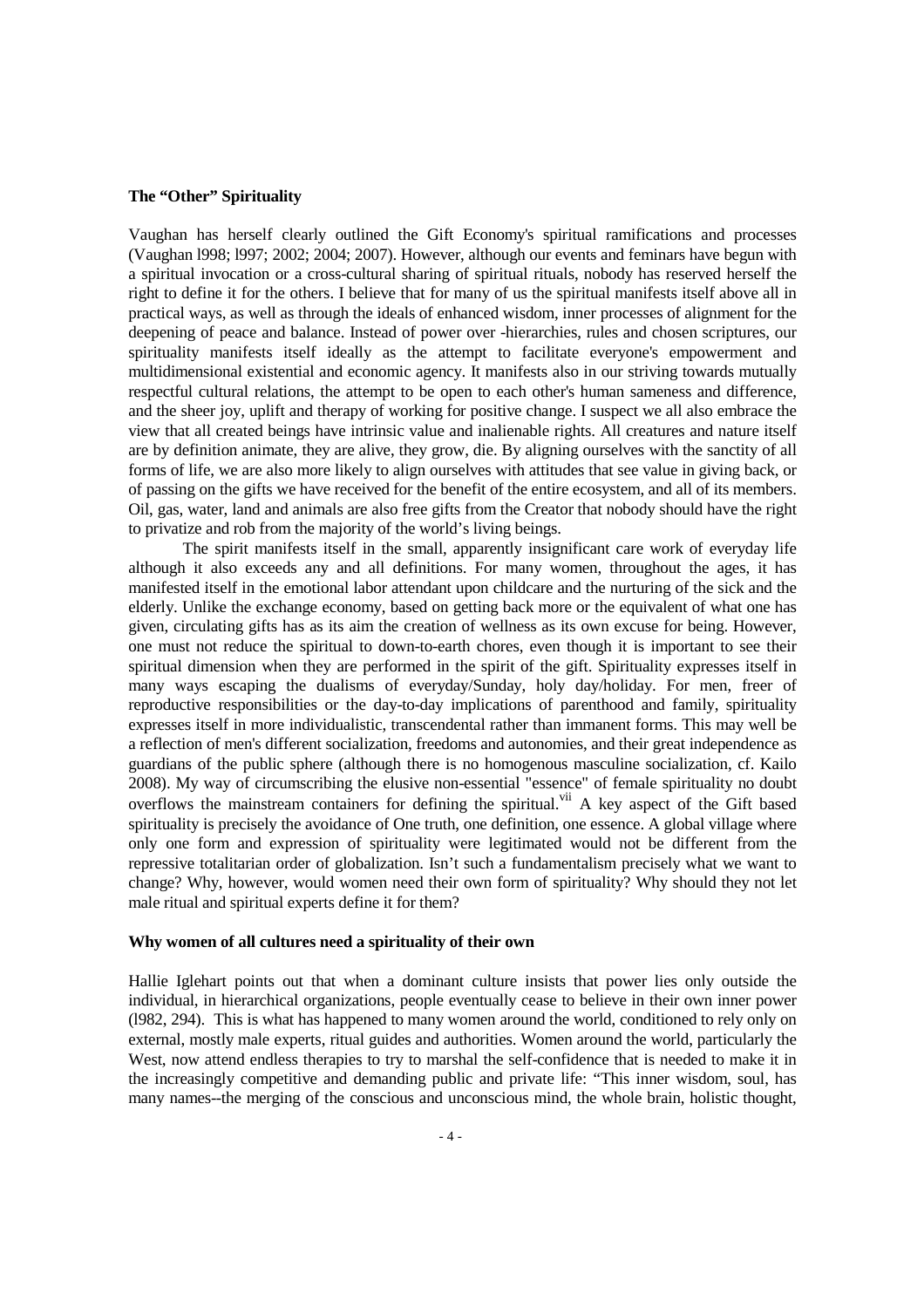### The "Other" Spirituality

Vaughan has herself clearly outlined the Gift Economy's spiritual ramifications and processes (Vaughan l998; l997; 2002; 2004; 2007). However, although our events and feminars have begun with a spiritual invocation or a cross-cultural sharing of spiritual rituals, nobody has reserved herself the right to define it for the others. I believe that for many of us the spiritual manifests itself above all in practical ways, as well as through the ideals of enhanced wisdom, inner processes of alignment for the deepening of peace and balance. Instead of power over -hierarchies, rules and chosen scriptures, our spirituality manifests itself ideally as the attempt to facilitate everyone's empowerment and multidimensional existential and economic agency. It manifests also in our striving towards mutually respectful cultural relations, the attempt to be open to each other's human sameness and difference, and the sheer joy, uplift and therapy of working for positive change. I suspect we all also embrace the view that all created beings have intrinsic value and inalienable rights. All creatures and nature itself are by definition animate, they are alive, they grow, die. By aligning ourselves with the sanctity of all forms of life, we are also more likely to align ourselves with attitudes that see value in giving back, or of passing on the gifts we have received for the benefit of the entire ecosystem, and all of its members. Oil, gas, water, land and animals are also free gifts from the Creator that nobody should have the right to privatize and rob from the majority of the world's living beings.

The spirit manifests itself in the small, apparently insignificant care work of everyday life although it also exceeds any and all definitions. For many women, throughout the ages, it has manifested itself in the emotional labor attendant upon childcare and the nurturing of the sick and the elderly. Unlike the exchange economy, based on getting back more or the equivalent of what one has given, circulating gifts has as its aim the creation of wellness as its own excuse for being. However, one must not reduce the spiritual to down-to-earth chores, even though it is important to see their spiritual dimension when they are performed in the spirit of the gift. Spirituality expresses itself in many ways escaping the dualisms of everyday/Sunday, holy day/holiday. For men, freer of reproductive responsibilities or the day-to-day implications of parenthood and family, spirituality expresses itself in more individualistic, transcendental rather than immanent forms. This may well be a reflection of men's different socialization, freedoms and autonomies, and their great independence as guardians of the public sphere (although there is no homogenous masculine socialization, cf. Kailo 2008). My way of circumscribing the elusive non-essential "essence" of female spirituality no doubt overflows the mainstream containers for defining the spiritual.[vii] A key aspect of the Gift based spirituality is precisely the avoidance of One truth, one definition, one essence. A global village where only one form and expression of spirituality were legitimated would not be different from the repressive totalitarian order of globalization. Isn't such a fundamentalism precisely what we want to change? Why, however, would women need their own form of spirituality? Why should they not let male ritual and spiritual experts define it for them?

### Why women of all cultures need a spirituality of their own

Hallie Iglehart points out that when a dominant culture insists that power lies only outside the individual, in hierarchical organizations, people eventually cease to believe in their own inner power (l982, 294). This is what has happened to many women around the world, conditioned to rely only on external, mostly male experts, ritual guides and authorities. Women around the world, particularly the West, now attend endless therapies to try to marshal the self-confidence that is needed to make it in the increasingly competitive and demanding public and private life: "This inner wisdom, soul, has many names--the merging of the conscious and unconscious mind, the whole brain, holistic thought,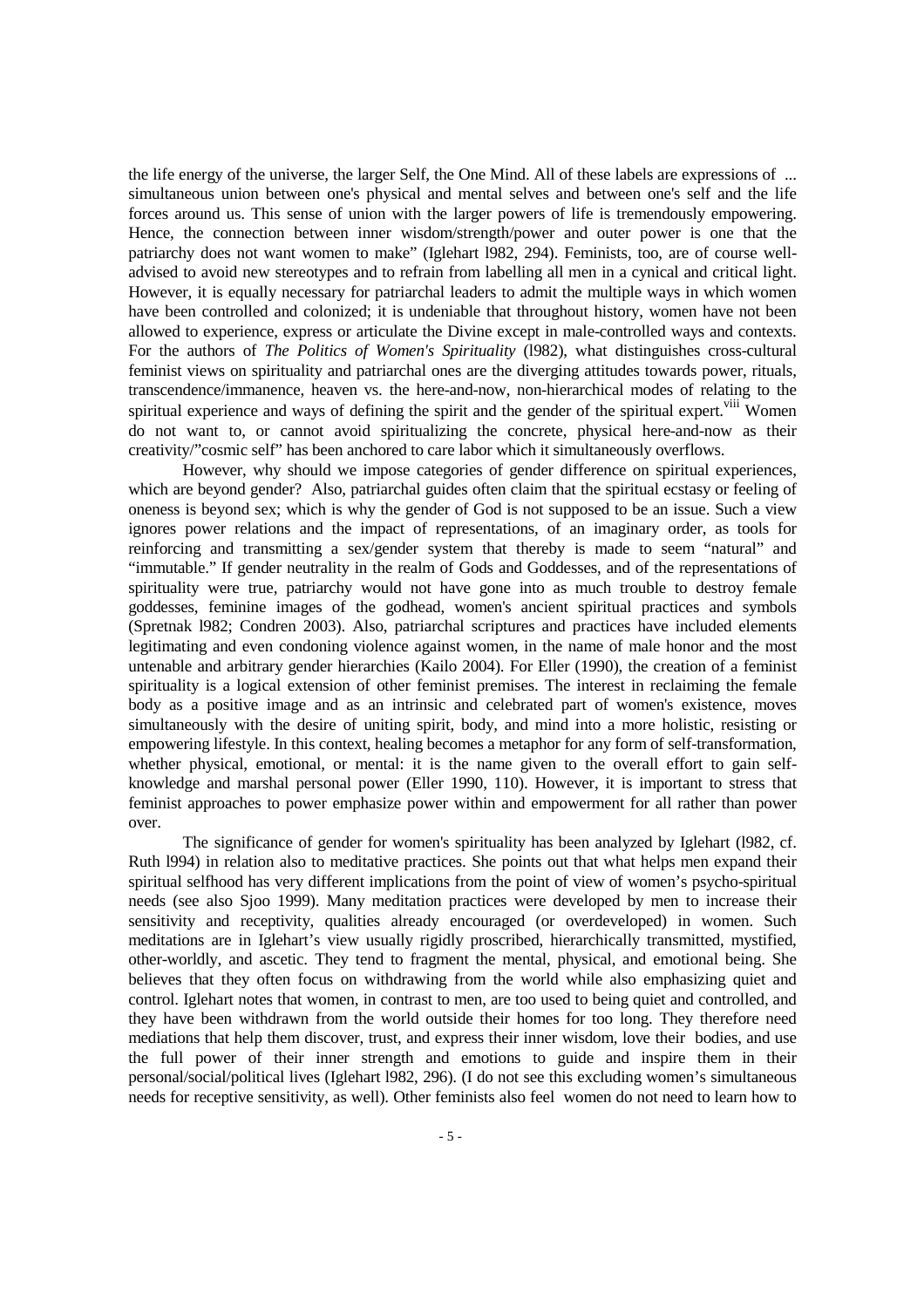the life energy of the universe, the larger Self, the One Mind. All of these labels are expressions of ... simultaneous union between one's physical and mental selves and between one's self and the life forces around us. This sense of union with the larger powers of life is tremendously empowering. Hence, the connection between inner wisdom/strength/power and outer power is one that the patriarchy does not want women to make" (Iglehart l982, 294). Feminists, too, are of course well-advised to avoid new stereotypes and to refrain from labelling all men in a cynical and critical light. However, it is equally necessary for patriarchal leaders to admit the multiple ways in which women have been controlled and colonized; it is undeniable that throughout history, women have not been allowed to experience, express or articulate the Divine except in male-controlled ways and contexts. For the authors of *The Politics of Women's Spirituality* (l982), what distinguishes cross-cultural feminist views on spirituality and patriarchal ones are the diverging attitudes towards power, rituals, transcendence/immanence, heaven vs. the here-and-now, non-hierarchical modes of relating to the spiritual experience and ways of defining the spirit and the gender of the spiritual expert.[viii] Women do not want to, or cannot avoid spiritualizing the concrete, physical here-and-now as their creativity/"cosmic self" has been anchored to care labor which it simultaneously overflows.

However, why should we impose categories of gender difference on spiritual experiences, which are beyond gender? Also, patriarchal guides often claim that the spiritual ecstasy or feeling of oneness is beyond sex; which is why the gender of God is not supposed to be an issue. Such a view ignores power relations and the impact of representations, of an imaginary order, as tools for reinforcing and transmitting a sex/gender system that thereby is made to seem "natural" and "immutable." If gender neutrality in the realm of Gods and Goddesses, and of the representations of spirituality were true, patriarchy would not have gone into as much trouble to destroy female goddesses, feminine images of the godhead, women's ancient spiritual practices and symbols (Spretnak l982; Condren 2003). Also, patriarchal scriptures and practices have included elements legitimating and even condoning violence against women, in the name of male honor and the most untenable and arbitrary gender hierarchies (Kailo 2004). For Eller (1990), the creation of a feminist spirituality is a logical extension of other feminist premises. The interest in reclaiming the female body as a positive image and as an intrinsic and celebrated part of women's existence, moves simultaneously with the desire of uniting spirit, body, and mind into a more holistic, resisting or empowering lifestyle. In this context, healing becomes a metaphor for any form of self-transformation, whether physical, emotional, or mental: it is the name given to the overall effort to gain self-knowledge and marshal personal power (Eller 1990, 110). However, it is important to stress that feminist approaches to power emphasize power within and empowerment for all rather than power over.

The significance of gender for women's spirituality has been analyzed by Iglehart (l982, cf. Ruth l994) in relation also to meditative practices. She points out that what helps men expand their spiritual selfhood has very different implications from the point of view of women's psycho-spiritual needs (see also Sjoo 1999). Many meditation practices were developed by men to increase their sensitivity and receptivity, qualities already encouraged (or overdeveloped) in women. Such meditations are in Iglehart's view usually rigidly proscribed, hierarchically transmitted, mystified, other-worldly, and ascetic. They tend to fragment the mental, physical, and emotional being. She believes that they often focus on withdrawing from the world while also emphasizing quiet and control. Iglehart notes that women, in contrast to men, are too used to being quiet and controlled, and they have been withdrawn from the world outside their homes for too long. They therefore need mediations that help them discover, trust, and express their inner wisdom, love their bodies, and use the full power of their inner strength and emotions to guide and inspire them in their personal/social/political lives (Iglehart l982, 296). (I do not see this excluding women's simultaneous needs for receptive sensitivity, as well). Other feminists also feel women do not need to learn how to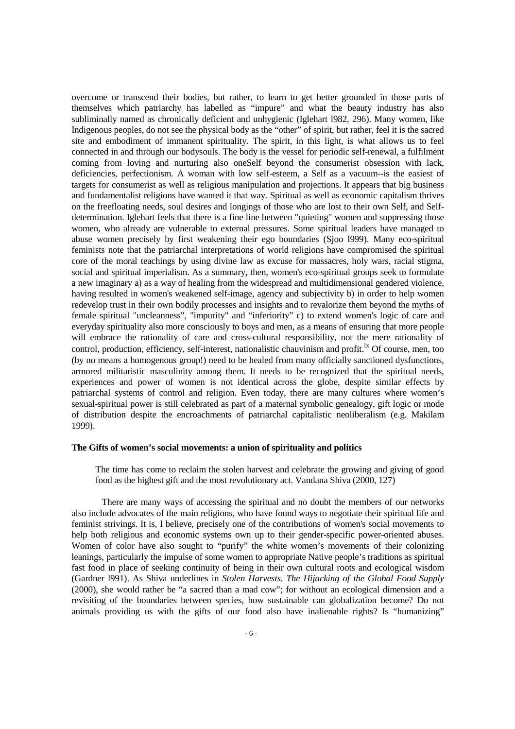overcome or transcend their bodies, but rather, to learn to get better grounded in those parts of themselves which patriarchy has labelled as "impure" and what the beauty industry has also subliminally named as chronically deficient and unhygienic (Iglehart l982, 296). Many women, like Indigenous peoples, do not see the physical body as the "other" of spirit, but rather, feel it is the sacred site and embodiment of immanent spirituality. The spirit, in this light, is what allows us to feel connected in and through our bodysouls. The body is the vessel for periodic self-renewal, a fulfilment coming from loving and nurturing also oneSelf beyond the consumerist obsession with lack, deficiencies, perfectionism. A woman with low self-esteem, a Self as a vacuum--is the easiest of targets for consumerist as well as religious manipulation and projections. It appears that big business and fundamentalist religions have wanted it that way. Spiritual as well as economic capitalism thrives on the freefloating needs, soul desires and longings of those who are lost to their own Self, and Self-determination. Iglehart feels that there is a fine line between "quieting" women and suppressing those women, who already are vulnerable to external pressures. Some spiritual leaders have managed to abuse women precisely by first weakening their ego boundaries (Sjoo l999). Many eco-spiritual feminists note that the patriarchal interpretations of world religions have compromised the spiritual core of the moral teachings by using divine law as excuse for massacres, holy wars, racial stigma, social and spiritual imperialism. As a summary, then, women's eco-spiritual groups seek to formulate a new imaginary a) as a way of healing from the widespread and multidimensional gendered violence, having resulted in women's weakened self-image, agency and subjectivity b) in order to help women redevelop trust in their own bodily processes and insights and to revalorize them beyond the myths of female spiritual "uncleanness", "impurity" and "inferiority" c) to extend women's logic of care and everyday spirituality also more consciously to boys and men, as a means of ensuring that more people will embrace the rationality of care and cross-cultural responsibility, not the mere rationality of control, production, efficiency, self-interest, nationalistic chauvinism and profit.[ix] Of course, men, too (by no means a homogenous group!) need to be healed from many officially sanctioned dysfunctions, armored militaristic masculinity among them. It needs to be recognized that the spiritual needs, experiences and power of women is not identical across the globe, despite similar effects by patriarchal systems of control and religion. Even today, there are many cultures where women's sexual-spiritual power is still celebrated as part of a maternal symbolic genealogy, gift logic or mode of distribution despite the encroachments of patriarchal capitalistic neoliberalism (e.g. Makilam 1999).

### The Gifts of women's social movements: a union of spirituality and politics

> The time has come to reclaim the stolen harvest and celebrate the growing and giving of good food as the highest gift and the most revolutionary act. Vandana Shiva (2000, 127)

There are many ways of accessing the spiritual and no doubt the members of our networks also include advocates of the main religions, who have found ways to negotiate their spiritual life and feminist strivings. It is, I believe, precisely one of the contributions of women's social movements to help both religious and economic systems own up to their gender-specific power-oriented abuses. Women of color have also sought to "purify" the white women's movements of their colonizing leanings, particularly the impulse of some women to appropriate Native people's traditions as spiritual fast food in place of seeking continuity of being in their own cultural roots and ecological wisdom (Gardner l991). As Shiva underlines in *Stolen Harvests. The Hijacking of the Global Food Supply* (2000), she would rather be "a sacred than a mad cow"; for without an ecological dimension and a revisiting of the boundaries between species, how sustainable can globalization become? Do not animals providing us with the gifts of our food also have inalienable rights? Is "humanizing"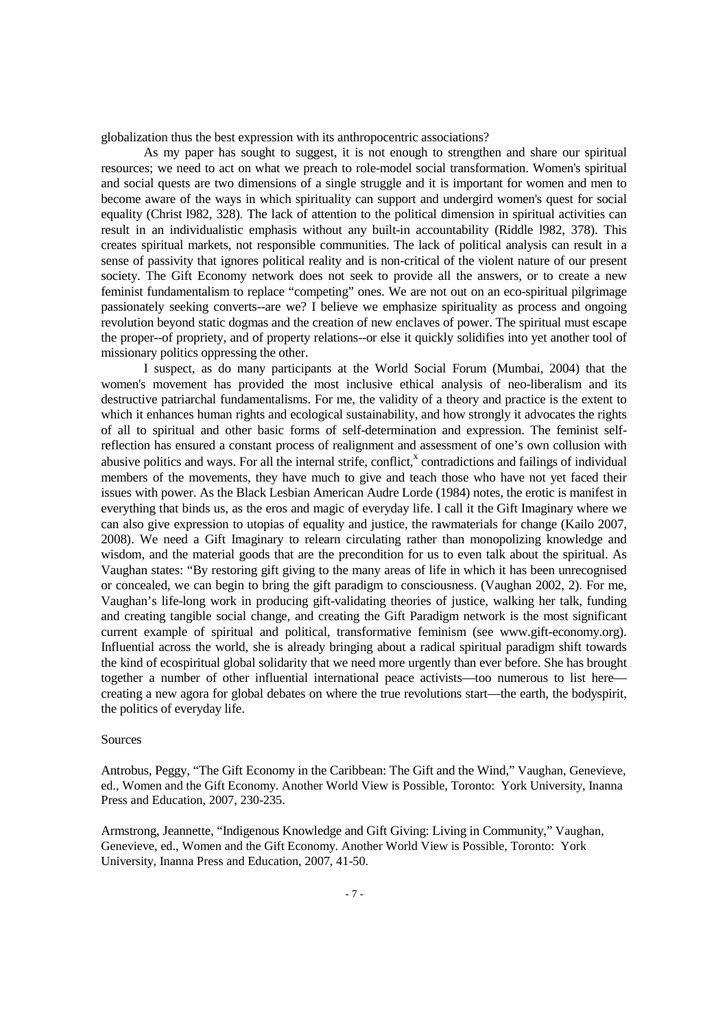globalization thus the best expression with its anthropocentric associations?

As my paper has sought to suggest, it is not enough to strengthen and share our spiritual resources; we need to act on what we preach to role-model social transformation. Women's spiritual and social quests are two dimensions of a single struggle and it is important for women and men to become aware of the ways in which spirituality can support and undergird women's quest for social equality (Christ l982, 328). The lack of attention to the political dimension in spiritual activities can result in an individualistic emphasis without any built-in accountability (Riddle l982, 378). This creates spiritual markets, not responsible communities. The lack of political analysis can result in a sense of passivity that ignores political reality and is non-critical of the violent nature of our present society. The Gift Economy network does not seek to provide all the answers, or to create a new feminist fundamentalism to replace "competing" ones. We are not out on an eco-spiritual pilgrimage passionately seeking converts--are we? I believe we emphasize spirituality as process and ongoing revolution beyond static dogmas and the creation of new enclaves of power. The spiritual must escape the proper--of propriety, and of property relations--or else it quickly solidifies into yet another tool of missionary politics oppressing the other.

I suspect, as do many participants at the World Social Forum (Mumbai, 2004) that the women's movement has provided the most inclusive ethical analysis of neo-liberalism and its destructive patriarchal fundamentalisms. For me, the validity of a theory and practice is the extent to which it enhances human rights and ecological sustainability, and how strongly it advocates the rights of all to spiritual and other basic forms of self-determination and expression. The feminist self-reflection has ensured a constant process of realignment and assessment of one's own collusion with abusive politics and ways. For all the internal strife, conflict,[x] contradictions and failings of individual members of the movements, they have much to give and teach those who have not yet faced their issues with power. As the Black Lesbian American Audre Lorde (1984) notes, the erotic is manifest in everything that binds us, as the eros and magic of everyday life. I call it the Gift Imaginary where we can also give expression to utopias of equality and justice, the rawmaterials for change (Kailo 2007, 2008). We need a Gift Imaginary to relearn circulating rather than monopolizing knowledge and wisdom, and the material goods that are the precondition for us to even talk about the spiritual. As Vaughan states: "By restoring gift giving to the many areas of life in which it has been unrecognised or concealed, we can begin to bring the gift paradigm to consciousness. (Vaughan 2002, 2). For me, Vaughan's life-long work in producing gift-validating theories of justice, walking her talk, funding and creating tangible social change, and creating the Gift Paradigm network is the most significant current example of spiritual and political, transformative feminism (see www.gift-economy.org). Influential across the world, she is already bringing about a radical spiritual paradigm shift towards the kind of ecospiritual global solidarity that we need more urgently than ever before. She has brought together a number of other influential international peace activists—too numerous to list here—creating a new agora for global debates on where the true revolutions start—the earth, the bodyspirit, the politics of everyday life.

Sources

Antrobus, Peggy, "The Gift Economy in the Caribbean: The Gift and the Wind," Vaughan, Genevieve, ed., Women and the Gift Economy. Another World View is Possible, Toronto: York University, Inanna Press and Education, 2007, 230-235.

Armstrong, Jeannette, "Indigenous Knowledge and Gift Giving: Living in Community," Vaughan, Genevieve, ed., Women and the Gift Economy. Another World View is Possible, Toronto: York University, Inanna Press and Education, 2007, 41-50.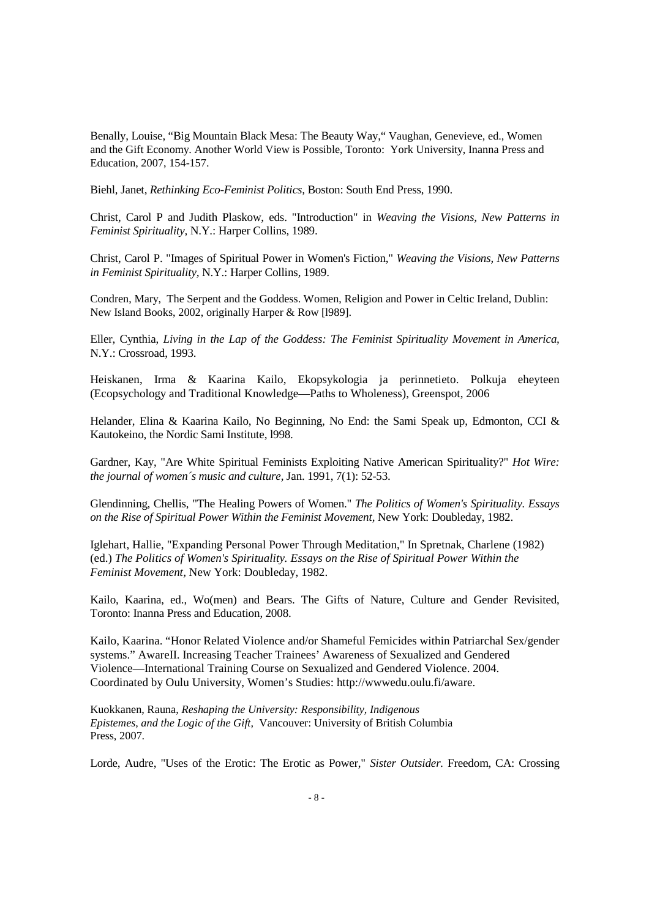Benally, Louise, “Big Mountain Black Mesa: The Beauty Way,“ Vaughan, Genevieve, ed., Women and the Gift Economy. Another World View is Possible, Toronto: York University, Inanna Press and Education, 2007, 154-157.

Biehl, Janet, *Rethinking Eco-Feminist Politics*, Boston: South End Press, 1990.

Christ, Carol P and Judith Plaskow, eds. "Introduction" in *Weaving the Visions, New Patterns in Feminist Spirituality,* N.Y.: Harper Collins, 1989.

Christ, Carol P. "Images of Spiritual Power in Women's Fiction," *Weaving the Visions, New Patterns in Feminist Spirituality,* N.Y.: Harper Collins, 1989.

Condren, Mary, The Serpent and the Goddess. Women, Religion and Power in Celtic Ireland, Dublin: New Island Books, 2002, originally Harper & Row [l989].

Eller, Cynthia, *Living in the Lap of the Goddess: The Feminist Spirituality Movement in America,* N.Y.: Crossroad, 1993.

Heiskanen, Irma & Kaarina Kailo, Ekopsykologia ja perinnetieto. Polkuja eheyteen (Ecopsychology and Traditional Knowledge—Paths to Wholeness), Greenspot, 2006

Helander, Elina & Kaarina Kailo, No Beginning, No End: the Sami Speak up, Edmonton, CCI & Kautokeino, the Nordic Sami Institute, l998.

Gardner, Kay, "Are White Spiritual Feminists Exploiting Native American Spirituality?" *Hot Wire: the journal of women´s music and culture,* Jan. 1991, 7(1): 52-53.

Glendinning, Chellis, "The Healing Powers of Women." *The Politics of Women's Spirituality. Essays on the Rise of Spiritual Power Within the Feminist Movement,* New York: Doubleday, 1982.

Iglehart, Hallie, "Expanding Personal Power Through Meditation," In Spretnak, Charlene (1982) (ed.) *The Politics of Women's Spirituality. Essays on the Rise of Spiritual Power Within the Feminist Movement,* New York: Doubleday, 1982.

Kailo, Kaarina, ed., Wo(men) and Bears. The Gifts of Nature, Culture and Gender Revisited, Toronto: Inanna Press and Education, 2008.

Kailo, Kaarina. “Honor Related Violence and/or Shameful Femicides within Patriarchal Sex/gender systems.” AwareII. Increasing Teacher Trainees’ Awareness of Sexualized and Gendered Violence—International Training Course on Sexualized and Gendered Violence. 2004. Coordinated by Oulu University, Women’s Studies: http://wwwedu.oulu.fi/aware.

Kuokkanen, Rauna, *Reshaping the University: Responsibility, Indigenous Epistemes, and the Logic of the Gift,* Vancouver: University of British Columbia Press, 2007.

Lorde, Audre, "Uses of the Erotic: The Erotic as Power," *Sister Outsider.* Freedom, CA: Crossing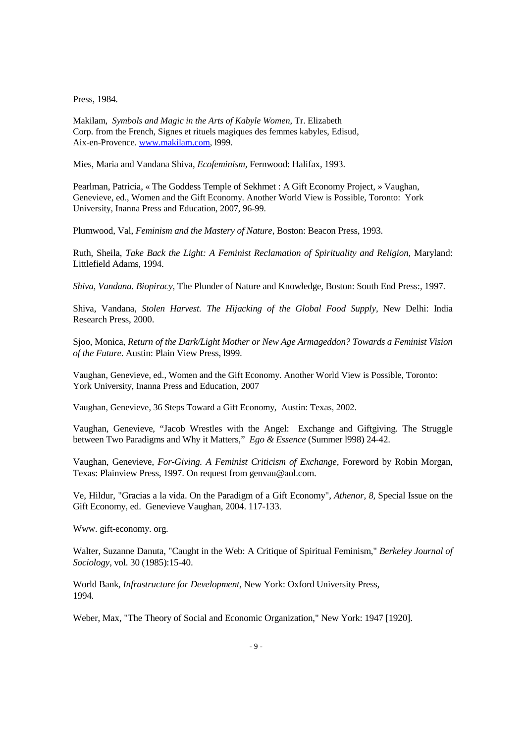Press, 1984.

Makilam, *Symbols and Magic in the Arts of Kabyle Women*, Tr. Elizabeth Corp. from the French, Signes et rituels magiques des femmes kabyles, Edisud, Aix-en-Provence. www.makilam.com, l999.

Mies, Maria and Vandana Shiva, *Ecofeminism*, Fernwood: Halifax, 1993.

Pearlman, Patricia, « The Goddess Temple of Sekhmet : A Gift Economy Project, » Vaughan, Genevieve, ed., Women and the Gift Economy. Another World View is Possible, Toronto: York University, Inanna Press and Education, 2007, 96-99.

Plumwood, Val, *Feminism and the Mastery of Nature*, Boston: Beacon Press, 1993.

Ruth, Sheila, *Take Back the Light: A Feminist Reclamation of Spirituality and Religion*, Maryland: Littlefield Adams, 1994.

*Shiva, Vandana. Biopiracy*, The Plunder of Nature and Knowledge, Boston: South End Press:, 1997.

Shiva, Vandana, *Stolen Harvest. The Hijacking of the Global Food Supply*, New Delhi: India Research Press, 2000.

Sjoo, Monica, *Return of the Dark/Light Mother or New Age Armageddon? Towards a Feminist Vision of the Future*. Austin: Plain View Press, l999.

Vaughan, Genevieve, ed., Women and the Gift Economy. Another World View is Possible, Toronto: York University, Inanna Press and Education, 2007

Vaughan, Genevieve, 36 Steps Toward a Gift Economy, Austin: Texas, 2002.

Vaughan, Genevieve, "Jacob Wrestles with the Angel: Exchange and Giftgiving. The Struggle between Two Paradigms and Why it Matters," *Ego & Essence* (Summer l998) 24-42.

Vaughan, Genevieve, *For-Giving. A Feminist Criticism of Exchange*, Foreword by Robin Morgan, Texas: Plainview Press, 1997. On request from genvau@aol.com.

Ve, Hildur, "Gracias a la vida. On the Paradigm of a Gift Economy", *Athenor, 8*, Special Issue on the Gift Economy, ed. Genevieve Vaughan, 2004. 117-133.

Www. gift-economy. org.

Walter, Suzanne Danuta, "Caught in the Web: A Critique of Spiritual Feminism," *Berkeley Journal of Sociology*, vol. 30 (1985):15-40.

World Bank, *Infrastructure for Development*, New York: Oxford University Press, 1994.

Weber, Max, "The Theory of Social and Economic Organization," New York: 1947 [1920].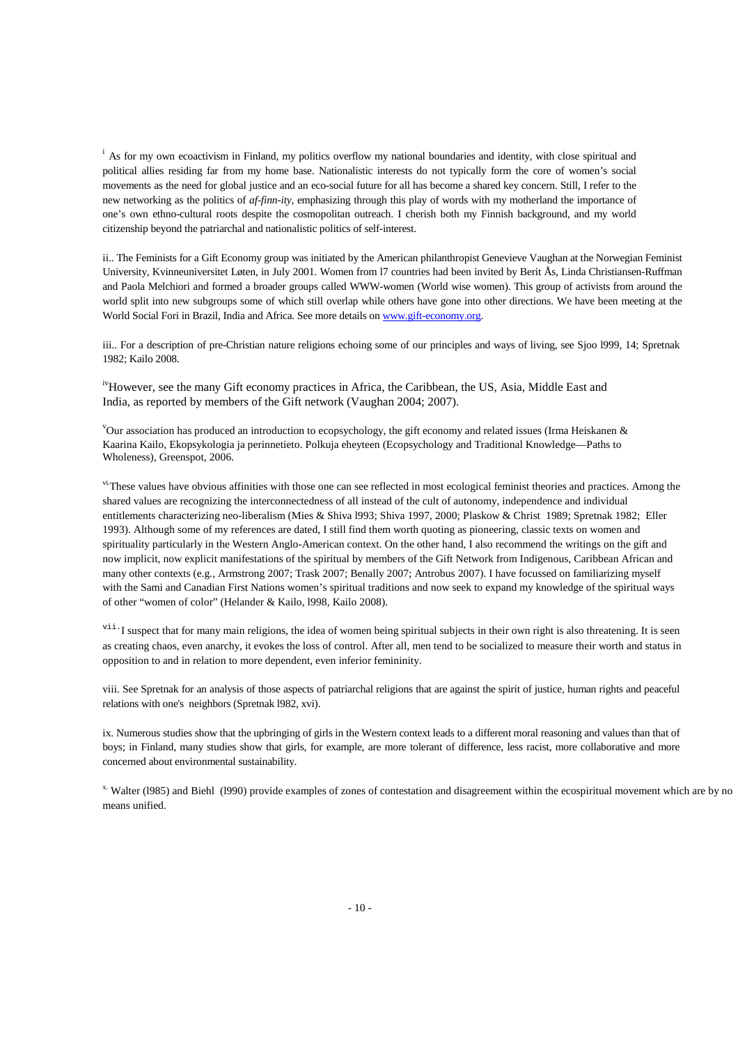[i] As for my own ecoactivism in Finland, my politics overflow my national boundaries and identity, with close spiritual and political allies residing far from my home base. Nationalistic interests do not typically form the core of women's social movements as the need for global justice and an eco-social future for all has become a shared key concern. Still, I refer to the new networking as the politics of *af-finn-ity*, emphasizing through this play of words with my motherland the importance of one's own ethno-cultural roots despite the cosmopolitan outreach. I cherish both my Finnish background, and my world citizenship beyond the patriarchal and nationalistic politics of self-interest.

ii.. The Feminists for a Gift Economy group was initiated by the American philanthropist Genevieve Vaughan at the Norwegian Feminist University, Kvinneuniversitet Løten, in July 2001. Women from l7 countries had been invited by Berit Ås, Linda Christiansen-Ruffman and Paola Melchiori and formed a broader groups called WWW-women (World wise women). This group of activists from around the world split into new subgroups some of which still overlap while others have gone into other directions. We have been meeting at the World Social Fori in Brazil, India and Africa. See more details on www.gift-economy.org.

iii.. For a description of pre-Christian nature religions echoing some of our principles and ways of living, see Sjoo l999, 14; Spretnak 1982; Kailo 2008.

[iv]However, see the many Gift economy practices in Africa, the Caribbean, the US, Asia, Middle East and India, as reported by members of the Gift network (Vaughan 2004; 2007).

[v]Our association has produced an introduction to ecopsychology, the gift economy and related issues (Irma Heiskanen & Kaarina Kailo, Ekopsykologia ja perinnetieto. Polkuja eheyteen (Ecopsychology and Traditional Knowledge—Paths to Wholeness), Greenspot, 2006.

[vi.]These values have obvious affinities with those one can see reflected in most ecological feminist theories and practices. Among the shared values are recognizing the interconnectedness of all instead of the cult of autonomy, independence and individual entitlements characterizing neo-liberalism (Mies & Shiva l993; Shiva 1997, 2000; Plaskow & Christ 1989; Spretnak 1982; Eller 1993). Although some of my references are dated, I still find them worth quoting as pioneering, classic texts on women and spirituality particularly in the Western Anglo-American context. On the other hand, I also recommend the writings on the gift and now implicit, now explicit manifestations of the spiritual by members of the Gift Network from Indigenous, Caribbean African and many other contexts (e.g., Armstrong 2007; Trask 2007; Benally 2007; Antrobus 2007). I have focussed on familiarizing myself with the Sami and Canadian First Nations women's spiritual traditions and now seek to expand my knowledge of the spiritual ways of other "women of color" (Helander & Kailo, l998, Kailo 2008).

[vii.] I suspect that for many main religions, the idea of women being spiritual subjects in their own right is also threatening. It is seen as creating chaos, even anarchy, it evokes the loss of control. After all, men tend to be socialized to measure their worth and status in opposition to and in relation to more dependent, even inferior femininity.

viii. See Spretnak for an analysis of those aspects of patriarchal religions that are against the spirit of justice, human rights and peaceful relations with one's neighbors (Spretnak l982, xvi).

ix. Numerous studies show that the upbringing of girls in the Western context leads to a different moral reasoning and values than that of boys; in Finland, many studies show that girls, for example, are more tolerant of difference, less racist, more collaborative and more concerned about environmental sustainability.

[x.] Walter (l985) and Biehl (l990) provide examples of zones of contestation and disagreement within the ecospiritual movement which are by no means unified.